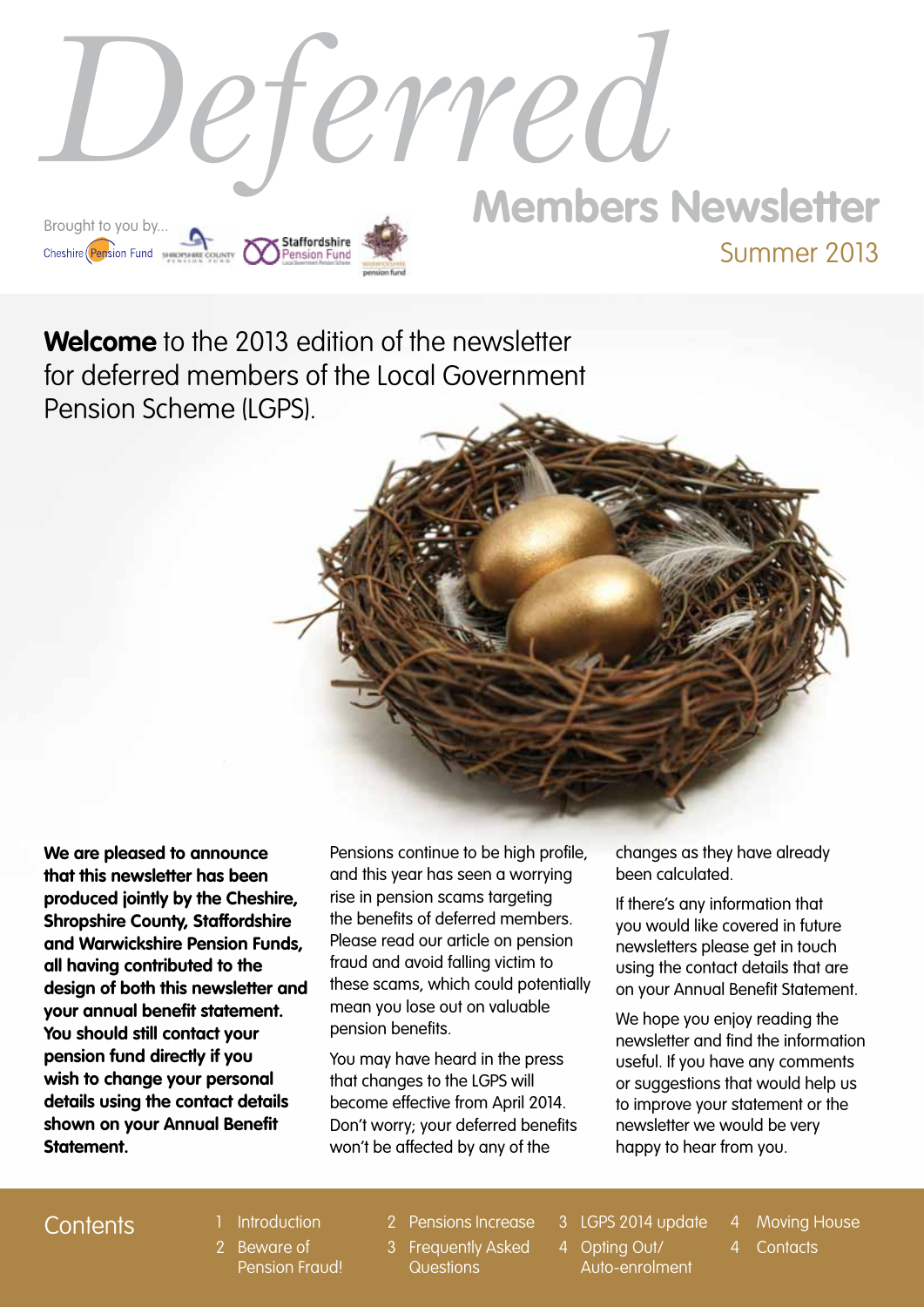# Deferred

## Members Newsletter

Summer 2013

Brought to you by... Cheshire Pension Fund, Shropshire County Pension Fund, Staffordshire Pension Fund, Warwickshire Pension Fund

**Welcome** to the 2013 edition of the newsletter for deferred members of the Local Government Pension Scheme (LGPS).

**We are pleased to announce that this newsletter has been produced jointly by the Cheshire, Shropshire County, Staffordshire and Warwickshire Pension Funds, all having contributed to the design of both this newsletter and your annual benefit statement. You should still contact your pension fund directly if you wish to change your personal details using the contact details shown on your Annual Benefit Statement.**

Pensions continue to be high profile, and this year has seen a worrying rise in pension scams targeting the benefits of deferred members. Please read our article on pension fraud and avoid falling victim to these scams, which could potentially mean you lose out on valuable pension benefits.

You may have heard in the press that changes to the LGPS will become effective from April 2014. Don't worry; your deferred benefits won't be affected by any of the changes as they have already been calculated.

If there's any information that you would like covered in future newsletters please get in touch using the contact details that are on your Annual Benefit Statement.

We hope you enjoy reading the newsletter and find the information useful. If you have any comments or suggestions that would help us to improve your statement or the newsletter we would be very happy to hear from you.

## Contents

- 1 Introduction
- 2 Beware of Pension Fraud!
- 2 Pensions Increase
- 3 Frequently Asked Questions
- 3 LGPS 2014 update
- 4 Opting Out/ Auto-enrolment
- 4 Moving House
- 4 Contacts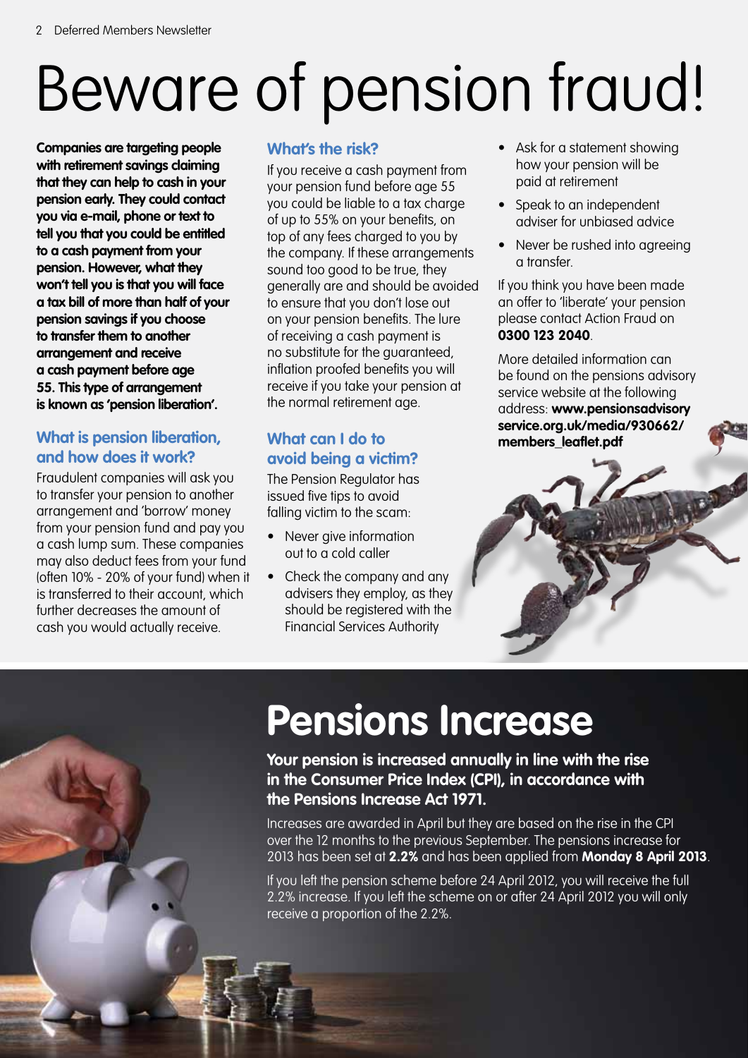# Beware of pension fraud!

**Companies are targeting people with retirement savings claiming that they can help to cash in your pension early. They could contact you via e-mail, phone or text to tell you that you could be entitled to a cash payment from your pension. However, what they won't tell you is that you will face a tax bill of more than half of your pension savings if you choose to transfer them to another arrangement and receive a cash payment before age 55. This type of arrangement is known as 'pension liberation'.**

## What is pension liberation, and how does it work?

Fraudulent companies will ask you to transfer your pension to another arrangement and 'borrow' money from your pension fund and pay you a cash lump sum. These companies may also deduct fees from your fund (often 10% - 20% of your fund) when it is transferred to their account, which further decreases the amount of cash you would actually receive.

## What's the risk?

If you receive a cash payment from your pension fund before age 55 you could be liable to a tax charge of up to 55% on your benefits, on top of any fees charged to you by the company. If these arrangements sound too good to be true, they generally are and should be avoided to ensure that you don't lose out on your pension benefits. The lure of receiving a cash payment is no substitute for the guaranteed, inflation proofed benefits you will receive if you take your pension at the normal retirement age.

## What can I do to avoid being a victim?

The Pension Regulator has issued five tips to avoid falling victim to the scam:

- Never give information out to a cold caller
- Check the company and any advisers they employ, as they should be registered with the Financial Services Authority
- Ask for a statement showing how your pension will be paid at retirement
- Speak to an independent adviser for unbiased advice
- Never be rushed into agreeing a transfer.

If you think you have been made an offer to 'liberate' your pension please contact Action Fraud on **0300 123 2040**.

More detailed information can be found on the pensions advisory service website at the following address: **www.pensionsadvisoryservice.org.uk/media/930662/members_leaflet.pdf**

# Pensions Increase

**Your pension is increased annually in line with the rise in the Consumer Price Index (CPI), in accordance with the Pensions Increase Act 1971.**

Increases are awarded in April but they are based on the rise in the CPI over the 12 months to the previous September. The pensions increase for 2013 has been set at **2.2%** and has been applied from **Monday 8 April 2013**.

If you left the pension scheme before 24 April 2012, you will receive the full 2.2% increase. If you left the scheme on or after 24 April 2012 you will only receive a proportion of the 2.2%.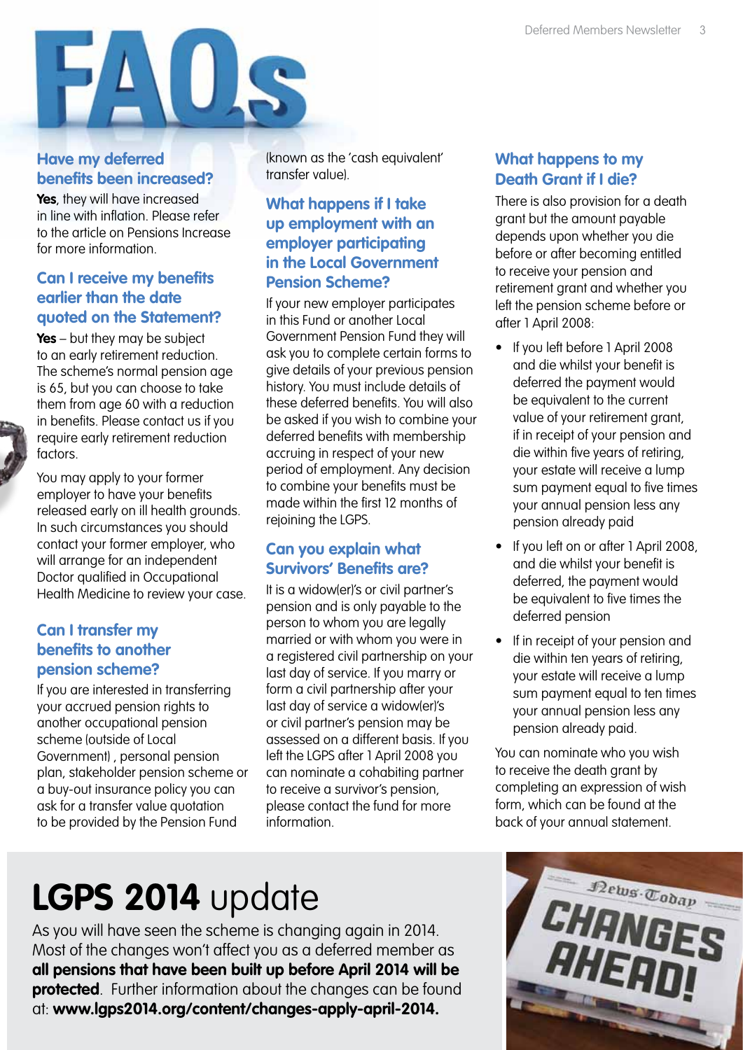# FAQs

## Have my deferred benefits been increased?

**Yes**, they will have increased in line with inflation. Please refer to the article on Pensions Increase for more information.

## Can I receive my benefits earlier than the date quoted on the Statement?

**Yes** – but they may be subject to an early retirement reduction. The scheme's normal pension age is 65, but you can choose to take them from age 60 with a reduction in benefits. Please contact us if you require early retirement reduction factors.

You may apply to your former employer to have your benefits released early on ill health grounds. In such circumstances you should contact your former employer, who will arrange for an independent Doctor qualified in Occupational Health Medicine to review your case.

## Can I transfer my benefits to another pension scheme?

If you are interested in transferring your accrued pension rights to another occupational pension scheme (outside of Local Government) , personal pension plan, stakeholder pension scheme or a buy-out insurance policy you can ask for a transfer value quotation to be provided by the Pension Fund (known as the 'cash equivalent' transfer value).

## What happens if I take up employment with an employer participating in the Local Government Pension Scheme?

If your new employer participates in this Fund or another Local Government Pension Fund they will ask you to complete certain forms to give details of your previous pension history. You must include details of these deferred benefits. You will also be asked if you wish to combine your deferred benefits with membership accruing in respect of your new period of employment. Any decision to combine your benefits must be made within the first 12 months of rejoining the LGPS.

## Can you explain what Survivors' Benefits are?

It is a widow(er)'s or civil partner's pension and is only payable to the person to whom you are legally married or with whom you were in a registered civil partnership on your last day of service. If you marry or form a civil partnership after your last day of service a widow(er)'s or civil partner's pension may be assessed on a different basis. If you left the LGPS after 1 April 2008 you can nominate a cohabiting partner to receive a survivor's pension, please contact the fund for more information.

## What happens to my Death Grant if I die?

There is also provision for a death grant but the amount payable depends upon whether you die before or after becoming entitled to receive your pension and retirement grant and whether you left the pension scheme before or after 1 April 2008:

- If you left before 1 April 2008 and die whilst your benefit is deferred the payment would be equivalent to the current value of your retirement grant, if in receipt of your pension and die within five years of retiring, your estate will receive a lump sum payment equal to five times your annual pension less any pension already paid
- If you left on or after 1 April 2008, and die whilst your benefit is deferred, the payment would be equivalent to five times the deferred pension
- If in receipt of your pension and die within ten years of retiring, your estate will receive a lump sum payment equal to ten times your annual pension less any pension already paid.

You can nominate who you wish to receive the death grant by completing an expression of wish form, which can be found at the back of your annual statement.

# **LGPS 2014** update

As you will have seen the scheme is changing again in 2014. Most of the changes won't affect you as a deferred member as **all pensions that have been built up before April 2014 will be protected**. Further information about the changes can be found at: **www.lgps2014.org/content/changes-apply-april-2014.**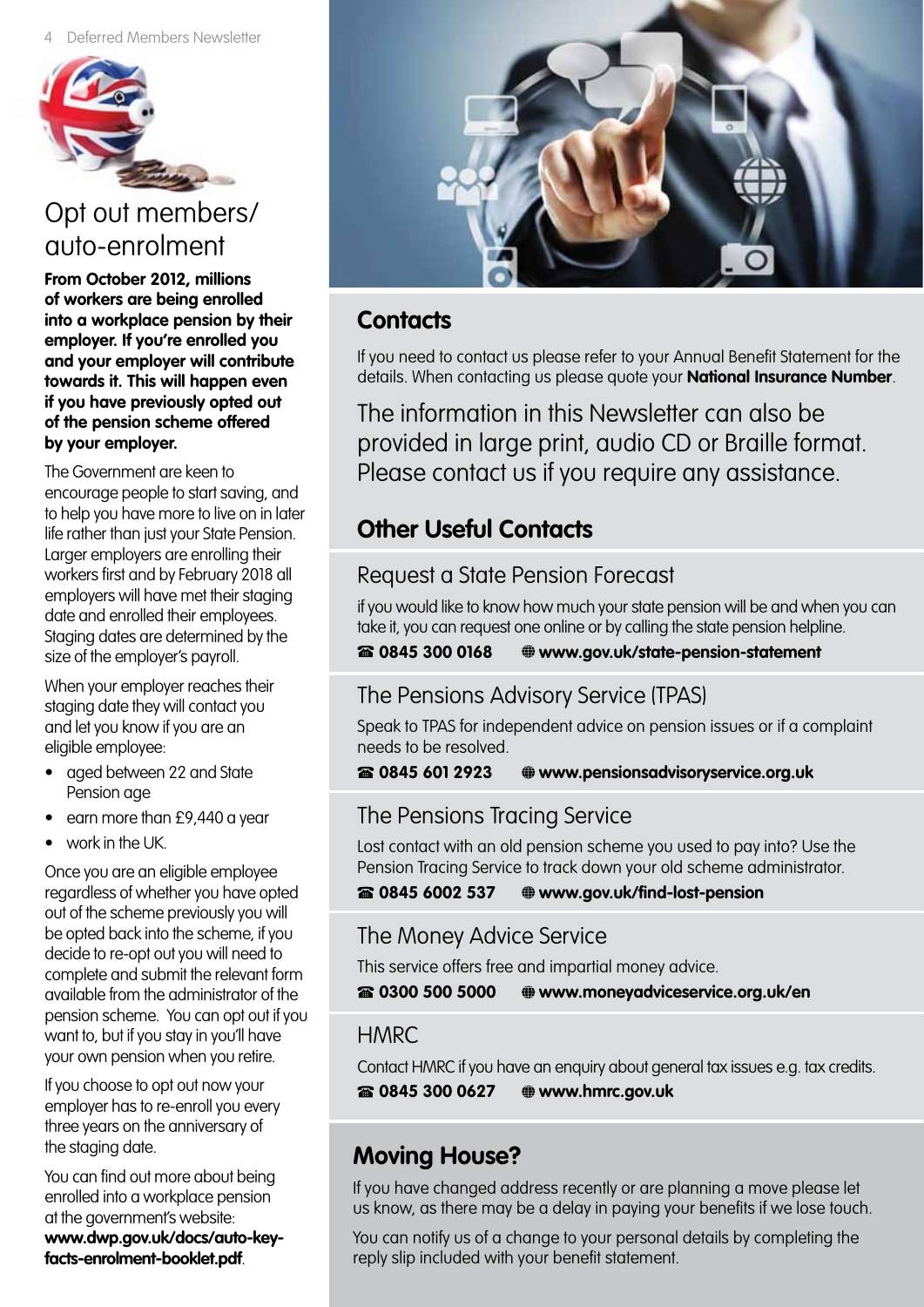## Opt out members/ auto-enrolment

**From October 2012, millions of workers are being enrolled into a workplace pension by their employer. If you're enrolled you and your employer will contribute towards it. This will happen even if you have previously opted out of the pension scheme offered by your employer.**

The Government are keen to encourage people to start saving, and to help you have more to live on in later life rather than just your State Pension. Larger employers are enrolling their workers first and by February 2018 all employers will have met their staging date and enrolled their employees. Staging dates are determined by the size of the employer's payroll.

When your employer reaches their staging date they will contact you and let you know if you are an eligible employee:

- aged between 22 and State Pension age
- earn more than £9,440 a year
- work in the UK.

Once you are an eligible employee regardless of whether you have opted out of the scheme previously you will be opted back into the scheme, if you decide to re-opt out you will need to complete and submit the relevant form available from the administrator of the pension scheme. You can opt out if you want to, but if you stay in you'll have your own pension when you retire.

If you choose to opt out now your employer has to re-enroll you every three years on the anniversary of the staging date.

You can find out more about being enrolled into a workplace pension at the government's website: **www.dwp.gov.uk/docs/auto-key-facts-enrolment-booklet.pdf**.

## Contacts

If you need to contact us please refer to your Annual Benefit Statement for the details. When contacting us please quote your **National Insurance Number**.

The information in this Newsletter can also be provided in large print, audio CD or Braille format. Please contact us if you require any assistance.

## Other Useful Contacts

### Request a State Pension Forecast

if you would like to know how much your state pension will be and when you can take it, you can request one online or by calling the state pension helpline.

☎ **0845 300 0168** **www.gov.uk/state-pension-statement**

### The Pensions Advisory Service (TPAS)

Speak to TPAS for independent advice on pension issues or if a complaint needs to be resolved.

☎ **0845 601 2923** **www.pensionsadvisoryservice.org.uk**

### The Pensions Tracing Service

Lost contact with an old pension scheme you used to pay into? Use the Pension Tracing Service to track down your old scheme administrator.

☎ **0845 6002 537** **www.gov.uk/find-lost-pension**

### The Money Advice Service

This service offers free and impartial money advice.

☎ **0300 500 5000** **www.moneyadviceservice.org.uk/en**

### HMRC

Contact HMRC if you have an enquiry about general tax issues e.g. tax credits.

☎ **0845 300 0627** **www.hmrc.gov.uk**

## Moving House?

If you have changed address recently or are planning a move please let us know, as there may be a delay in paying your benefits if we lose touch.

You can notify us of a change to your personal details by completing the reply slip included with your benefit statement.